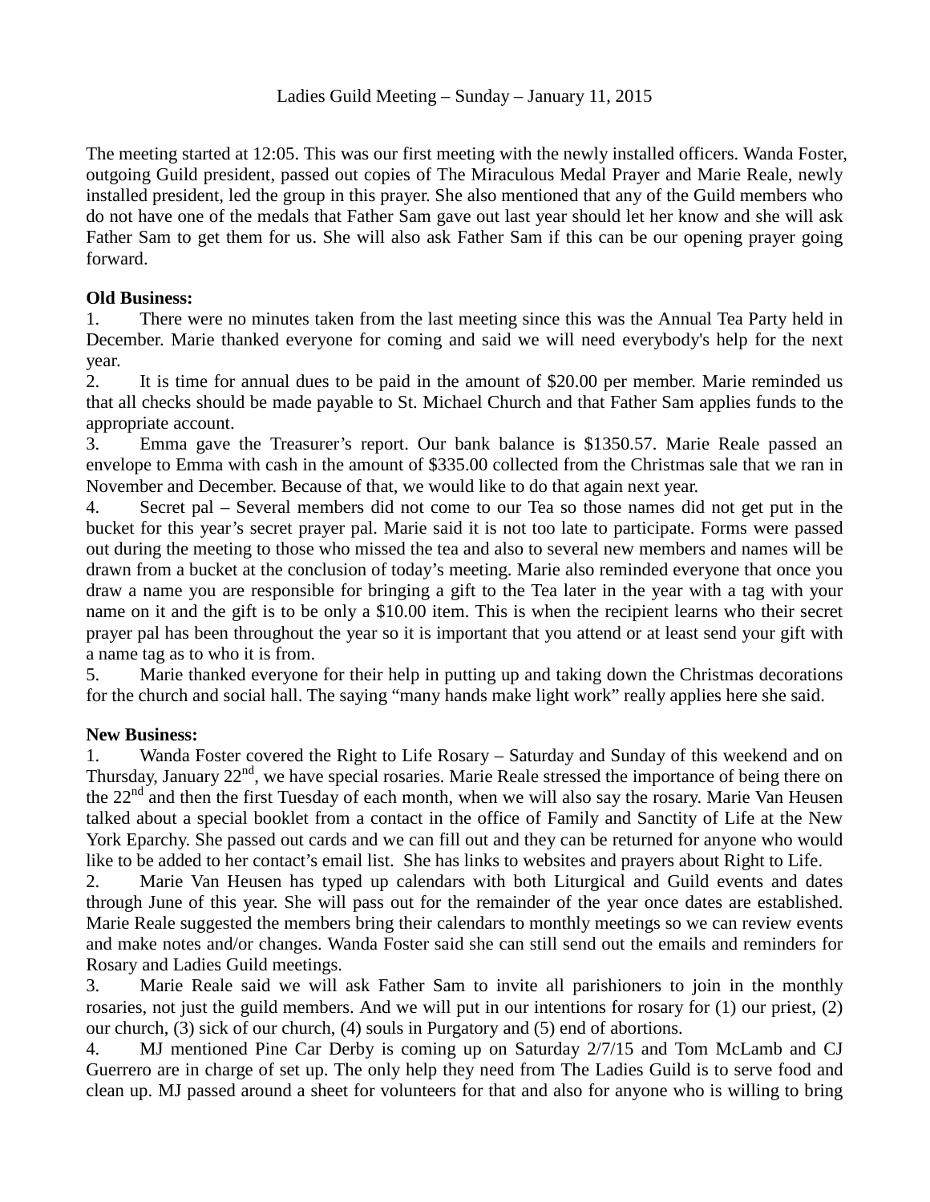Ladies Guild Meeting – Sunday – January 11, 2015

The meeting started at 12:05. This was our first meeting with the newly installed officers. Wanda Foster, outgoing Guild president, passed out copies of The Miraculous Medal Prayer and Marie Reale, newly installed president, led the group in this prayer. She also mentioned that any of the Guild members who do not have one of the medals that Father Sam gave out last year should let her know and she will ask Father Sam to get them for us. She will also ask Father Sam if this can be our opening prayer going forward.

**Old Business:**

1. There were no minutes taken from the last meeting since this was the Annual Tea Party held in December. Marie thanked everyone for coming and said we will need everybody's help for the next year.
2. It is time for annual dues to be paid in the amount of $20.00 per member. Marie reminded us that all checks should be made payable to St. Michael Church and that Father Sam applies funds to the appropriate account.
3. Emma gave the Treasurer's report. Our bank balance is $1350.57. Marie Reale passed an envelope to Emma with cash in the amount of $335.00 collected from the Christmas sale that we ran in November and December. Because of that, we would like to do that again next year.
4. Secret pal – Several members did not come to our Tea so those names did not get put in the bucket for this year's secret prayer pal. Marie said it is not too late to participate. Forms were passed out during the meeting to those who missed the tea and also to several new members and names will be drawn from a bucket at the conclusion of today's meeting. Marie also reminded everyone that once you draw a name you are responsible for bringing a gift to the Tea later in the year with a tag with your name on it and the gift is to be only a $10.00 item. This is when the recipient learns who their secret prayer pal has been throughout the year so it is important that you attend or at least send your gift with a name tag as to who it is from.
5. Marie thanked everyone for their help in putting up and taking down the Christmas decorations for the church and social hall. The saying "many hands make light work" really applies here she said.

**New Business:**

1. Wanda Foster covered the Right to Life Rosary – Saturday and Sunday of this weekend and on Thursday, January 22nd, we have special rosaries. Marie Reale stressed the importance of being there on the 22nd and then the first Tuesday of each month, when we will also say the rosary. Marie Van Heusen talked about a special booklet from a contact in the office of Family and Sanctity of Life at the New York Eparchy. She passed out cards and we can fill out and they can be returned for anyone who would like to be added to her contact's email list. She has links to websites and prayers about Right to Life.
2. Marie Van Heusen has typed up calendars with both Liturgical and Guild events and dates through June of this year. She will pass out for the remainder of the year once dates are established. Marie Reale suggested the members bring their calendars to monthly meetings so we can review events and make notes and/or changes. Wanda Foster said she can still send out the emails and reminders for Rosary and Ladies Guild meetings.
3. Marie Reale said we will ask Father Sam to invite all parishioners to join in the monthly rosaries, not just the guild members. And we will put in our intentions for rosary for (1) our priest, (2) our church, (3) sick of our church, (4) souls in Purgatory and (5) end of abortions.
4. MJ mentioned Pine Car Derby is coming up on Saturday 2/7/15 and Tom McLamb and CJ Guerrero are in charge of set up. The only help they need from The Ladies Guild is to serve food and clean up. MJ passed around a sheet for volunteers for that and also for anyone who is willing to bring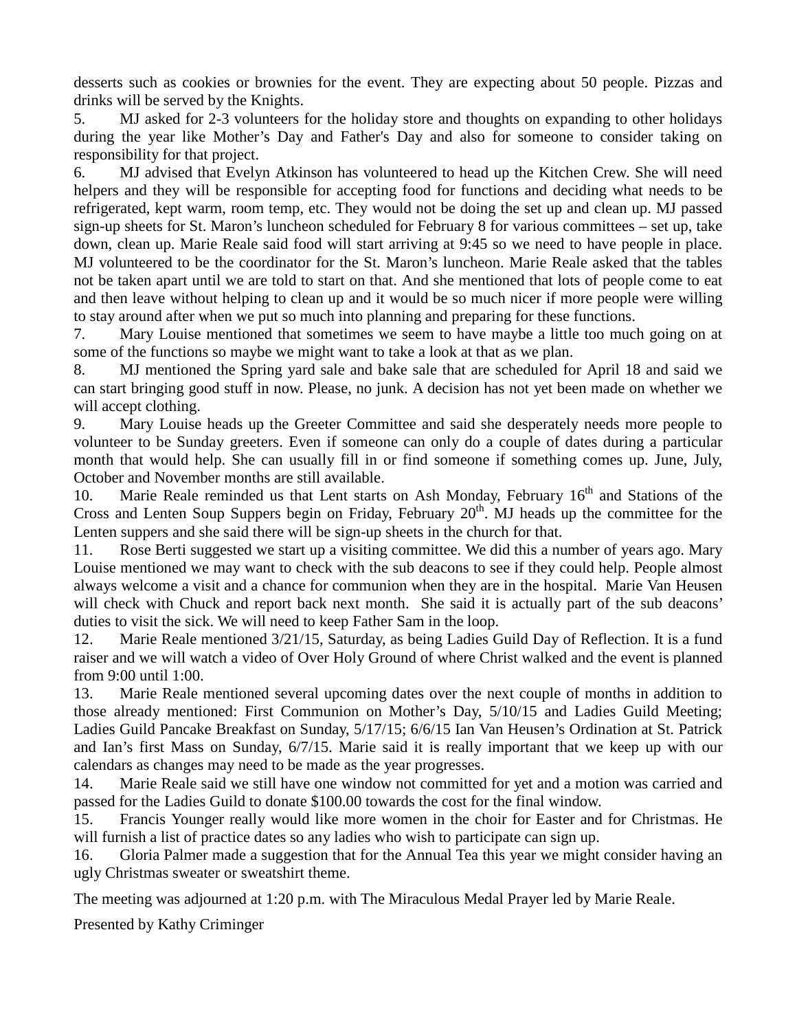desserts such as cookies or brownies for the event. They are expecting about 50 people. Pizzas and drinks will be served by the Knights.

5. MJ asked for 2-3 volunteers for the holiday store and thoughts on expanding to other holidays during the year like Mother's Day and Father's Day and also for someone to consider taking on responsibility for that project.

6. MJ advised that Evelyn Atkinson has volunteered to head up the Kitchen Crew. She will need helpers and they will be responsible for accepting food for functions and deciding what needs to be refrigerated, kept warm, room temp, etc. They would not be doing the set up and clean up. MJ passed sign-up sheets for St. Maron's luncheon scheduled for February 8 for various committees – set up, take down, clean up. Marie Reale said food will start arriving at 9:45 so we need to have people in place. MJ volunteered to be the coordinator for the St. Maron's luncheon. Marie Reale asked that the tables not be taken apart until we are told to start on that. And she mentioned that lots of people come to eat and then leave without helping to clean up and it would be so much nicer if more people were willing to stay around after when we put so much into planning and preparing for these functions.

7. Mary Louise mentioned that sometimes we seem to have maybe a little too much going on at some of the functions so maybe we might want to take a look at that as we plan.

8. MJ mentioned the Spring yard sale and bake sale that are scheduled for April 18 and said we can start bringing good stuff in now. Please, no junk. A decision has not yet been made on whether we will accept clothing.

9. Mary Louise heads up the Greeter Committee and said she desperately needs more people to volunteer to be Sunday greeters. Even if someone can only do a couple of dates during a particular month that would help. She can usually fill in or find someone if something comes up. June, July, October and November months are still available.

10. Marie Reale reminded us that Lent starts on Ash Monday, February 16th and Stations of the Cross and Lenten Soup Suppers begin on Friday, February 20th. MJ heads up the committee for the Lenten suppers and she said there will be sign-up sheets in the church for that.

11. Rose Berti suggested we start up a visiting committee. We did this a number of years ago. Mary Louise mentioned we may want to check with the sub deacons to see if they could help. People almost always welcome a visit and a chance for communion when they are in the hospital. Marie Van Heusen will check with Chuck and report back next month. She said it is actually part of the sub deacons' duties to visit the sick. We will need to keep Father Sam in the loop.

12. Marie Reale mentioned 3/21/15, Saturday, as being Ladies Guild Day of Reflection. It is a fund raiser and we will watch a video of Over Holy Ground of where Christ walked and the event is planned from 9:00 until 1:00.

13. Marie Reale mentioned several upcoming dates over the next couple of months in addition to those already mentioned: First Communion on Mother's Day, 5/10/15 and Ladies Guild Meeting; Ladies Guild Pancake Breakfast on Sunday, 5/17/15; 6/6/15 Ian Van Heusen's Ordination at St. Patrick and Ian's first Mass on Sunday, 6/7/15. Marie said it is really important that we keep up with our calendars as changes may need to be made as the year progresses.

14. Marie Reale said we still have one window not committed for yet and a motion was carried and passed for the Ladies Guild to donate $100.00 towards the cost for the final window.

15. Francis Younger really would like more women in the choir for Easter and for Christmas. He will furnish a list of practice dates so any ladies who wish to participate can sign up.

16. Gloria Palmer made a suggestion that for the Annual Tea this year we might consider having an ugly Christmas sweater or sweatshirt theme.

The meeting was adjourned at 1:20 p.m. with The Miraculous Medal Prayer led by Marie Reale.

Presented by Kathy Criminger